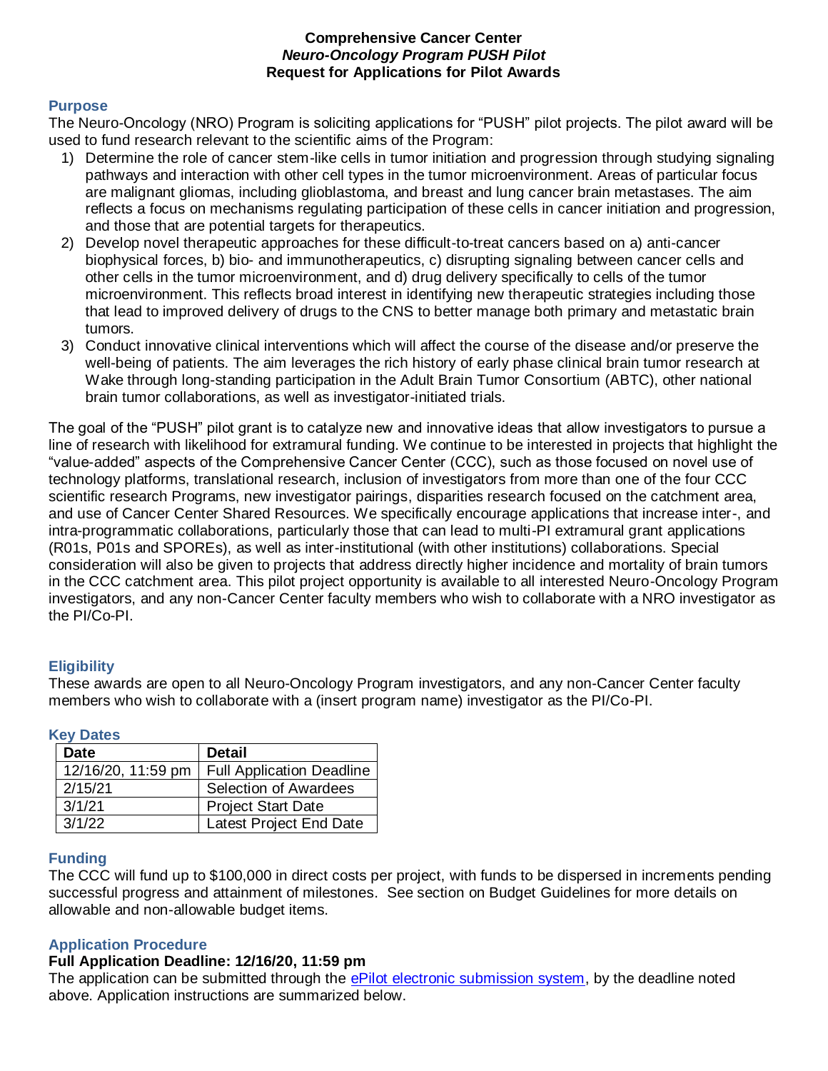**Comprehensive Cancer Center**
***Neuro-Oncology Program PUSH Pilot***
**Request for Applications for Pilot Awards**

## Purpose

The Neuro-Oncology (NRO) Program is soliciting applications for "PUSH" pilot projects. The pilot award will be used to fund research relevant to the scientific aims of the Program:

1) Determine the role of cancer stem-like cells in tumor initiation and progression through studying signaling pathways and interaction with other cell types in the tumor microenvironment. Areas of particular focus are malignant gliomas, including glioblastoma, and breast and lung cancer brain metastases. The aim reflects a focus on mechanisms regulating participation of these cells in cancer initiation and progression, and those that are potential targets for therapeutics.
2) Develop novel therapeutic approaches for these difficult-to-treat cancers based on a) anti-cancer biophysical forces, b) bio- and immunotherapeutics, c) disrupting signaling between cancer cells and other cells in the tumor microenvironment, and d) drug delivery specifically to cells of the tumor microenvironment. This reflects broad interest in identifying new therapeutic strategies including those that lead to improved delivery of drugs to the CNS to better manage both primary and metastatic brain tumors.
3) Conduct innovative clinical interventions which will affect the course of the disease and/or preserve the well-being of patients. The aim leverages the rich history of early phase clinical brain tumor research at Wake through long-standing participation in the Adult Brain Tumor Consortium (ABTC), other national brain tumor collaborations, as well as investigator-initiated trials.

The goal of the "PUSH" pilot grant is to catalyze new and innovative ideas that allow investigators to pursue a line of research with likelihood for extramural funding. We continue to be interested in projects that highlight the "value-added" aspects of the Comprehensive Cancer Center (CCC), such as those focused on novel use of technology platforms, translational research, inclusion of investigators from more than one of the four CCC scientific research Programs, new investigator pairings, disparities research focused on the catchment area, and use of Cancer Center Shared Resources. We specifically encourage applications that increase inter-, and intra-programmatic collaborations, particularly those that can lead to multi-PI extramural grant applications (R01s, P01s and SPOREs), as well as inter-institutional (with other institutions) collaborations. Special consideration will also be given to projects that address directly higher incidence and mortality of brain tumors in the CCC catchment area. This pilot project opportunity is available to all interested Neuro-Oncology Program investigators, and any non-Cancer Center faculty members who wish to collaborate with a NRO investigator as the PI/Co-PI.

## Eligibility

These awards are open to all Neuro-Oncology Program investigators, and any non-Cancer Center faculty members who wish to collaborate with a (insert program name) investigator as the PI/Co-PI.

## Key Dates

| Date | Detail |
|---|---|
| 12/16/20, 11:59 pm | Full Application Deadline |
| 2/15/21 | Selection of Awardees |
| 3/1/21 | Project Start Date |
| 3/1/22 | Latest Project End Date |

## Funding

The CCC will fund up to $100,000 in direct costs per project, with funds to be dispersed in increments pending successful progress and attainment of milestones. See section on Budget Guidelines for more details on allowable and non-allowable budget items.

## Application Procedure

**Full Application Deadline: 12/16/20, 11:59 pm**

The application can be submitted through the ePilot electronic submission system, by the deadline noted above. Application instructions are summarized below.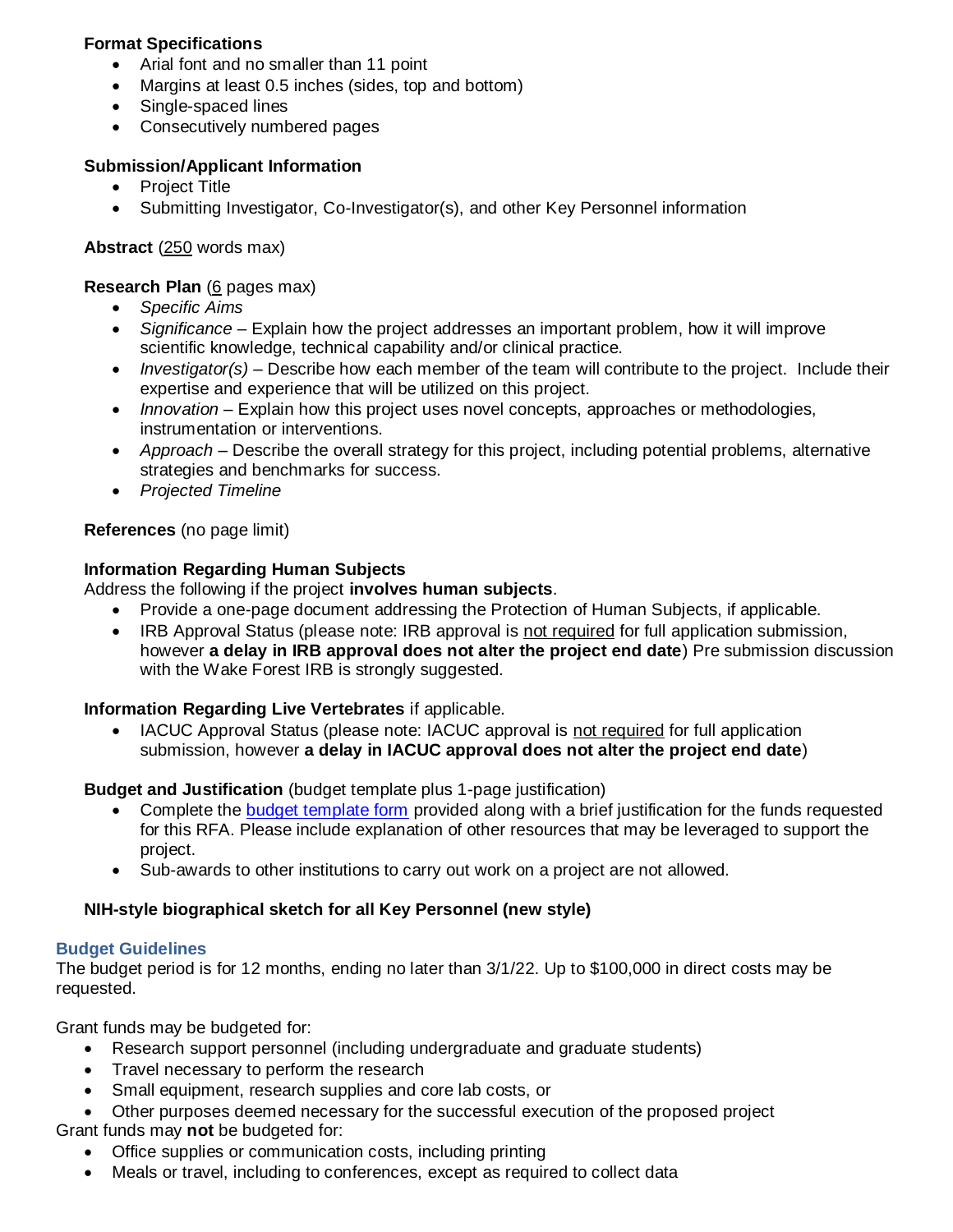**Format Specifications**

- Arial font and no smaller than 11 point
- Margins at least 0.5 inches (sides, top and bottom)
- Single-spaced lines
- Consecutively numbered pages

**Submission/Applicant Information**

- Project Title
- Submitting Investigator, Co-Investigator(s), and other Key Personnel information

**Abstract** (250 words max)

**Research Plan** (6 pages max)

- *Specific Aims*
- *Significance* – Explain how the project addresses an important problem, how it will improve scientific knowledge, technical capability and/or clinical practice.
- *Investigator(s)* – Describe how each member of the team will contribute to the project. Include their expertise and experience that will be utilized on this project.
- *Innovation* – Explain how this project uses novel concepts, approaches or methodologies, instrumentation or interventions.
- *Approach* – Describe the overall strategy for this project, including potential problems, alternative strategies and benchmarks for success.
- *Projected Timeline*

**References** (no page limit)

**Information Regarding Human Subjects**

Address the following if the project **involves human subjects**.

- Provide a one-page document addressing the Protection of Human Subjects, if applicable.
- IRB Approval Status (please note: IRB approval is not required for full application submission, however **a delay in IRB approval does not alter the project end date**) Pre submission discussion with the Wake Forest IRB is strongly suggested.

**Information Regarding Live Vertebrates** if applicable.

- IACUC Approval Status (please note: IACUC approval is not required for full application submission, however **a delay in IACUC approval does not alter the project end date**)

**Budget and Justification** (budget template plus 1-page justification)

- Complete the budget template form provided along with a brief justification for the funds requested for this RFA. Please include explanation of other resources that may be leveraged to support the project.
- Sub-awards to other institutions to carry out work on a project are not allowed.

**NIH-style biographical sketch for all Key Personnel (new style)**

## Budget Guidelines

The budget period is for 12 months, ending no later than 3/1/22. Up to $100,000 in direct costs may be requested.

Grant funds may be budgeted for:

- Research support personnel (including undergraduate and graduate students)
- Travel necessary to perform the research
- Small equipment, research supplies and core lab costs, or
- Other purposes deemed necessary for the successful execution of the proposed project

Grant funds may **not** be budgeted for:

- Office supplies or communication costs, including printing
- Meals or travel, including to conferences, except as required to collect data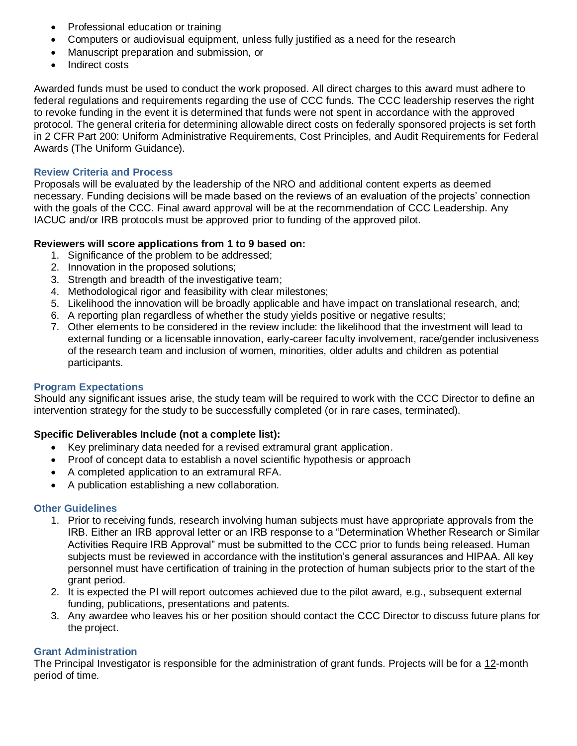- Professional education or training
- Computers or audiovisual equipment, unless fully justified as a need for the research
- Manuscript preparation and submission, or
- Indirect costs

Awarded funds must be used to conduct the work proposed. All direct charges to this award must adhere to federal regulations and requirements regarding the use of CCC funds. The CCC leadership reserves the right to revoke funding in the event it is determined that funds were not spent in accordance with the approved protocol. The general criteria for determining allowable direct costs on federally sponsored projects is set forth in 2 CFR Part 200: Uniform Administrative Requirements, Cost Principles, and Audit Requirements for Federal Awards (The Uniform Guidance).

### Review Criteria and Process

Proposals will be evaluated by the leadership of the NRO and additional content experts as deemed necessary. Funding decisions will be made based on the reviews of an evaluation of the projects' connection with the goals of the CCC. Final award approval will be at the recommendation of CCC Leadership. Any IACUC and/or IRB protocols must be approved prior to funding of the approved pilot.

**Reviewers will score applications from 1 to 9 based on:**

1. Significance of the problem to be addressed;
2. Innovation in the proposed solutions;
3. Strength and breadth of the investigative team;
4. Methodological rigor and feasibility with clear milestones;
5. Likelihood the innovation will be broadly applicable and have impact on translational research, and;
6. A reporting plan regardless of whether the study yields positive or negative results;
7. Other elements to be considered in the review include: the likelihood that the investment will lead to external funding or a licensable innovation, early-career faculty involvement, race/gender inclusiveness of the research team and inclusion of women, minorities, older adults and children as potential participants.

### Program Expectations

Should any significant issues arise, the study team will be required to work with the CCC Director to define an intervention strategy for the study to be successfully completed (or in rare cases, terminated).

**Specific Deliverables Include (not a complete list):**

- Key preliminary data needed for a revised extramural grant application.
- Proof of concept data to establish a novel scientific hypothesis or approach
- A completed application to an extramural RFA.
- A publication establishing a new collaboration.

### Other Guidelines

1. Prior to receiving funds, research involving human subjects must have appropriate approvals from the IRB. Either an IRB approval letter or an IRB response to a "Determination Whether Research or Similar Activities Require IRB Approval" must be submitted to the CCC prior to funds being released. Human subjects must be reviewed in accordance with the institution's general assurances and HIPAA. All key personnel must have certification of training in the protection of human subjects prior to the start of the grant period.
2. It is expected the PI will report outcomes achieved due to the pilot award, e.g., subsequent external funding, publications, presentations and patents.
3. Any awardee who leaves his or her position should contact the CCC Director to discuss future plans for the project.

### Grant Administration

The Principal Investigator is responsible for the administration of grant funds. Projects will be for a 12-month period of time.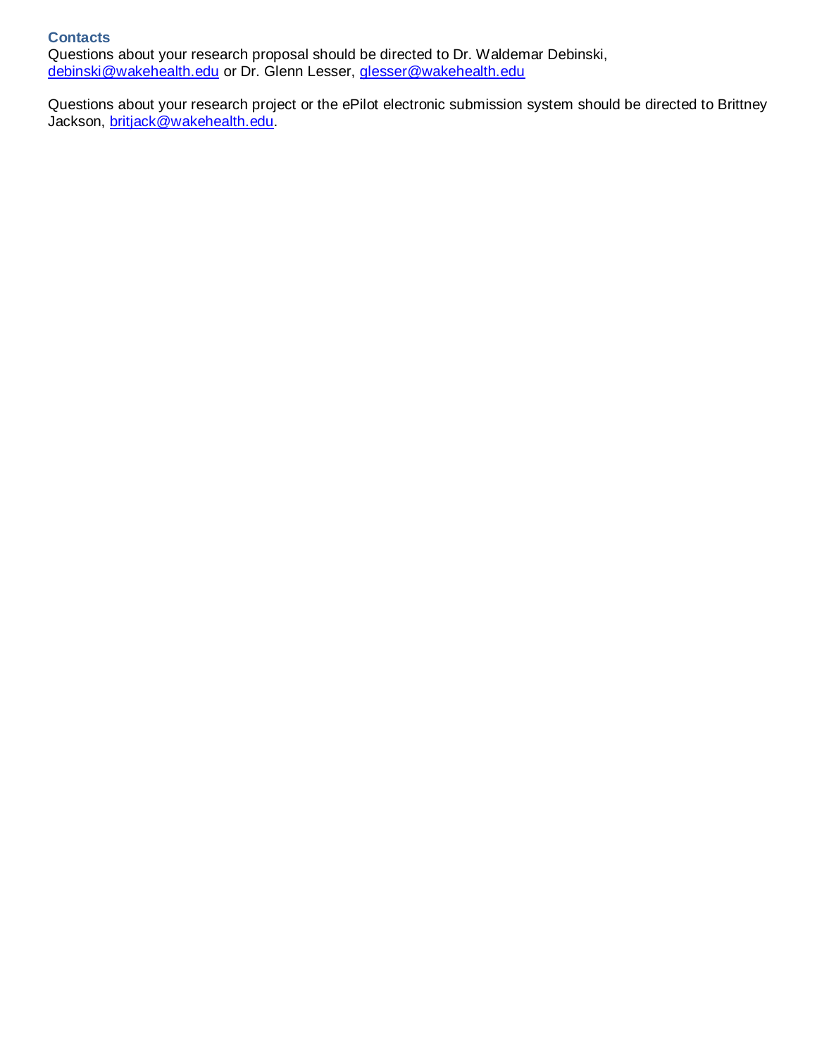### Contacts

Questions about your research proposal should be directed to Dr. Waldemar Debinski, debinski@wakehealth.edu or Dr. Glenn Lesser, glesser@wakehealth.edu

Questions about your research project or the ePilot electronic submission system should be directed to Brittney Jackson, britjack@wakehealth.edu.